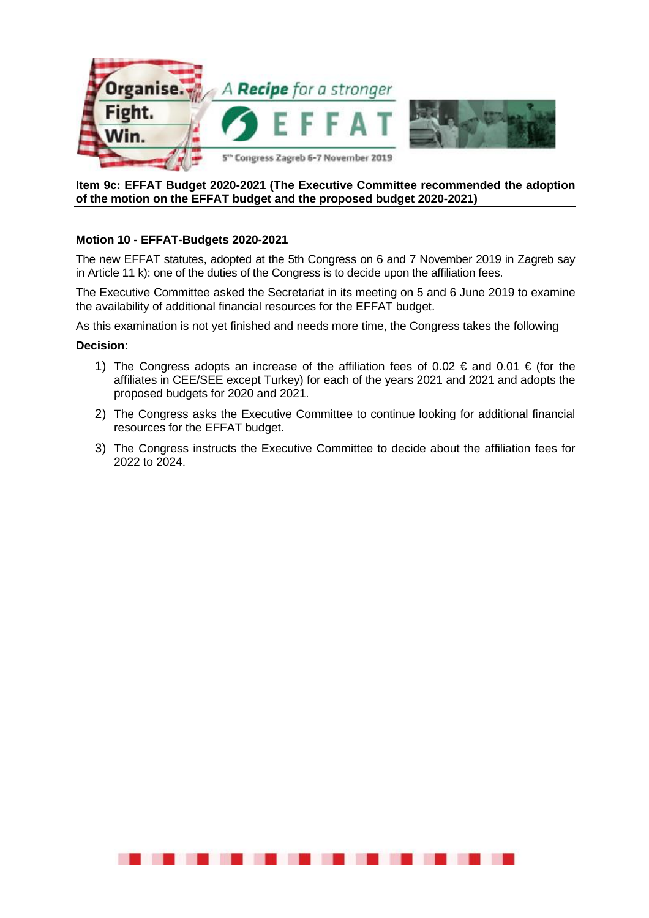**Item 9c: EFFAT Budget 2020-2021 (The Executive Committee recommended the adoption of the motion on the EFFAT budget and the proposed budget 2020-2021)**

**Motion 10 - EFFAT-Budgets 2020-2021**

The new EFFAT statutes, adopted at the 5th Congress on 6 and 7 November 2019 in Zagreb say in Article 11 k): one of the duties of the Congress is to decide upon the affiliation fees.

The Executive Committee asked the Secretariat in its meeting on 5 and 6 June 2019 to examine the availability of additional financial resources for the EFFAT budget.

As this examination is not yet finished and needs more time, the Congress takes the following

**Decision**:

1) The Congress adopts an increase of the affiliation fees of 0.02 € and 0.01 € (for the affiliates in CEE/SEE except Turkey) for each of the years 2021 and 2021 and adopts the proposed budgets for 2020 and 2021.
2) The Congress asks the Executive Committee to continue looking for additional financial resources for the EFFAT budget.
3) The Congress instructs the Executive Committee to decide about the affiliation fees for 2022 to 2024.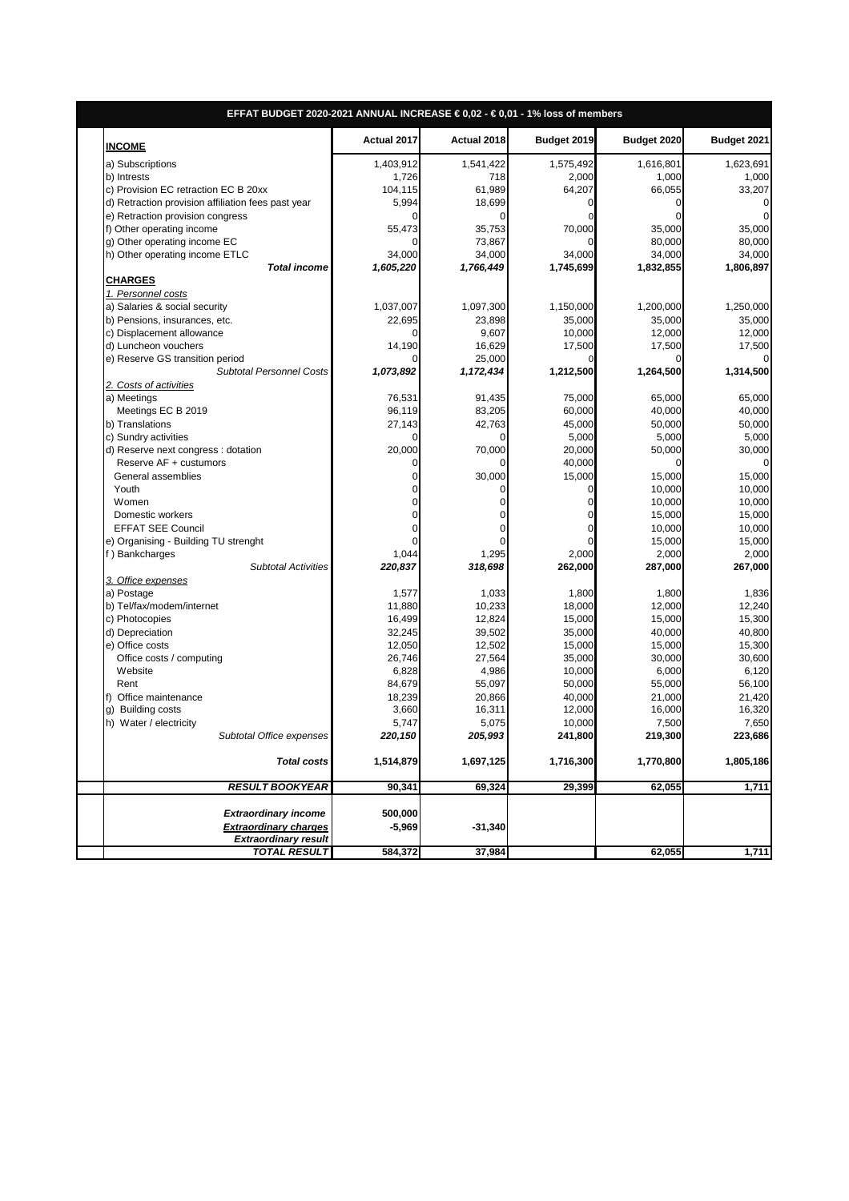| EFFAT BUDGET 2020-2021 ANNUAL INCREASE € 0,02 - € 0,01 - 1% loss of members | | | | | |
|---|---|---|---|---|---|
| **INCOME** | **Actual 2017** | **Actual 2018** | **Budget 2019** | **Budget 2020** | **Budget 2021** |
| a) Subscriptions | 1,403,912 | 1,541,422 | 1,575,492 | 1,616,801 | 1,623,691 |
| b) Intrests | 1,726 | 718 | 2,000 | 1,000 | 1,000 |
| c) Provision EC retraction EC B 20xx | 104,115 | 61,989 | 64,207 | 66,055 | 33,207 |
| d) Retraction provision affiliation fees past year | 5,994 | 18,699 | 0 | 0 | 0 |
| e) Retraction provision congress | 0 | 0 | 0 | 0 | 0 |
| f) Other operating income | 55,473 | 35,753 | 70,000 | 35,000 | 35,000 |
| g) Other operating income EC | 0 | 73,867 | 0 | 80,000 | 80,000 |
| h) Other operating income ETLC | 34,000 | 34,000 | 34,000 | 34,000 | 34,000 |
| ***Total income*** | ***1,605,220*** | ***1,766,449*** | **1,745,699** | **1,832,855** | **1,806,897** |
| **CHARGES** | | | | | |
| *1. Personnel costs* | | | | | |
| a) Salaries & social security | 1,037,007 | 1,097,300 | 1,150,000 | 1,200,000 | 1,250,000 |
| b) Pensions, insurances, etc. | 22,695 | 23,898 | 35,000 | 35,000 | 35,000 |
| c) Displacement allowance | 0 | 9,607 | 10,000 | 12,000 | 12,000 |
| d) Luncheon vouchers | 14,190 | 16,629 | 17,500 | 17,500 | 17,500 |
| e) Reserve GS transition period | 0 | 25,000 | 0 | 0 | 0 |
| *Subtotal Personnel Costs* | ***1,073,892*** | ***1,172,434*** | **1,212,500** | **1,264,500** | **1,314,500** |
| *2. Costs of activities* | | | | | |
| a) Meetings | 76,531 | 91,435 | 75,000 | 65,000 | 65,000 |
| Meetings EC B 2019 | 96,119 | 83,205 | 60,000 | 40,000 | 40,000 |
| b) Translations | 27,143 | 42,763 | 45,000 | 50,000 | 50,000 |
| c) Sundry activities | 0 | 0 | 5,000 | 5,000 | 5,000 |
| d) Reserve next congress : dotation | 20,000 | 70,000 | 20,000 | 50,000 | 30,000 |
| Reserve AF + custumors | 0 | 0 | 40,000 | 0 | 0 |
| General assemblies | 0 | 30,000 | 15,000 | 15,000 | 15,000 |
| Youth | 0 | 0 | 0 | 10,000 | 10,000 |
| Women | 0 | 0 | 0 | 10,000 | 10,000 |
| Domestic workers | 0 | 0 | 0 | 15,000 | 15,000 |
| EFFAT SEE Council | 0 | 0 | 0 | 10,000 | 10,000 |
| e) Organising - Building TU strenght | 0 | 0 | 0 | 15,000 | 15,000 |
| f ) Bankcharges | 1,044 | 1,295 | 2,000 | 2,000 | 2,000 |
| *Subtotal Activities* | ***220,837*** | ***318,698*** | **262,000** | **287,000** | **267,000** |
| *3. Office expenses* | | | | | |
| a) Postage | 1,577 | 1,033 | 1,800 | 1,800 | 1,836 |
| b) Tel/fax/modem/internet | 11,880 | 10,233 | 18,000 | 12,000 | 12,240 |
| c) Photocopies | 16,499 | 12,824 | 15,000 | 15,000 | 15,300 |
| d) Depreciation | 32,245 | 39,502 | 35,000 | 40,000 | 40,800 |
| e) Office costs | 12,050 | 12,502 | 15,000 | 15,000 | 15,300 |
| Office costs / computing | 26,746 | 27,564 | 35,000 | 30,000 | 30,600 |
| Website | 6,828 | 4,986 | 10,000 | 6,000 | 6,120 |
| Rent | 84,679 | 55,097 | 50,000 | 55,000 | 56,100 |
| f) Office maintenance | 18,239 | 20,866 | 40,000 | 21,000 | 21,420 |
| g) Building costs | 3,660 | 16,311 | 12,000 | 16,000 | 16,320 |
| h) Water / electricity | 5,747 | 5,075 | 10,000 | 7,500 | 7,650 |
| *Subtotal Office expenses* | ***220,150*** | ***205,993*** | **241,800** | **219,300** | **223,686** |
| ***Total costs*** | **1,514,879** | **1,697,125** | **1,716,300** | **1,770,800** | **1,805,186** |
| ***RESULT BOOKYEAR*** | **90,341** | **69,324** | **29,399** | **62,055** | **1,711** |
| ***Extraordinary income*** | **500,000** | | | | |
| ***Extraordinary charges*** | **-5,969** | **-31,340** | | | |
| ***Extraordinary result*** | | | | | |
| ***TOTAL RESULT*** | **584,372** | **37,984** | | **62,055** | **1,711** |